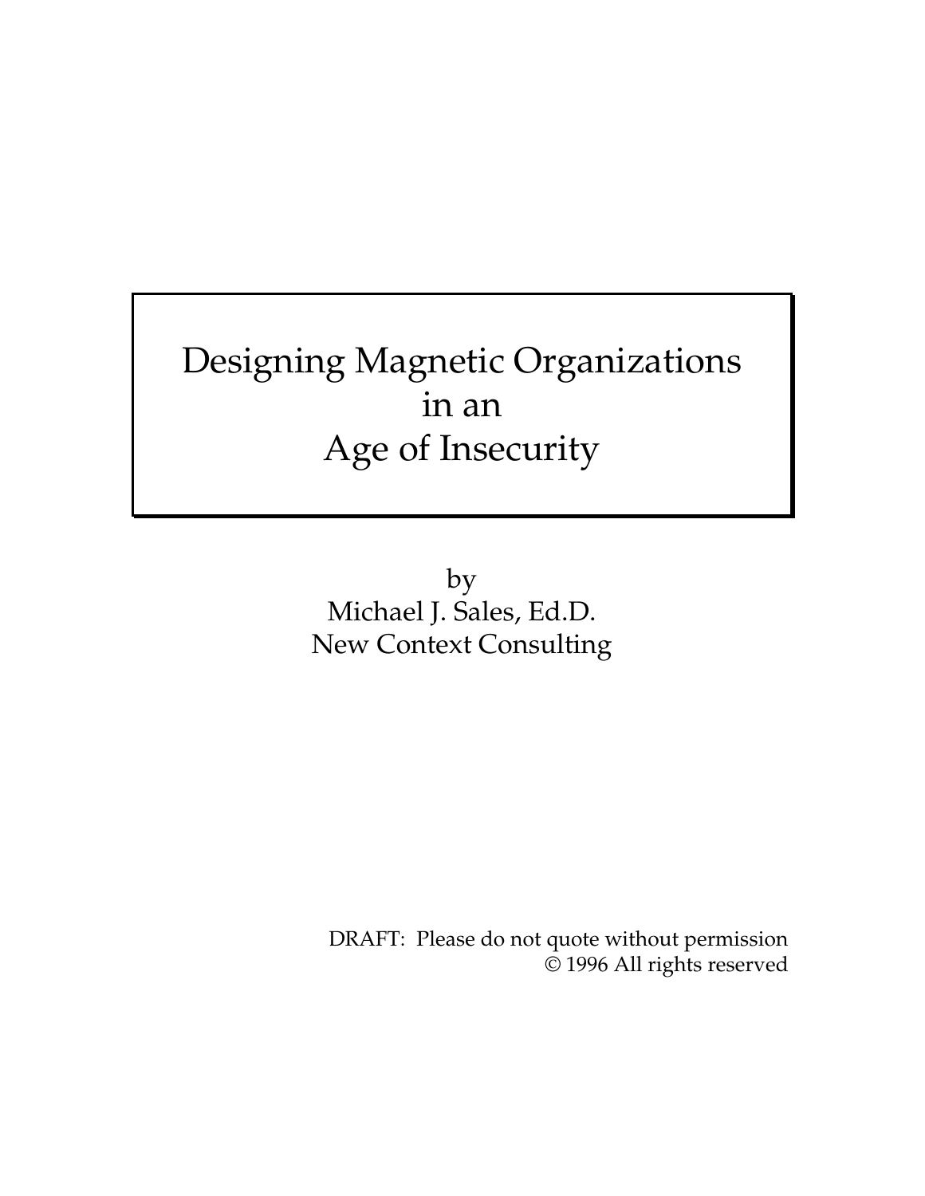# Designing Magnetic Organizations in an Age of Insecurity

by
Michael J. Sales, Ed.D.
New Context Consulting

DRAFT: Please do not quote without permission
© 1996 All rights reserved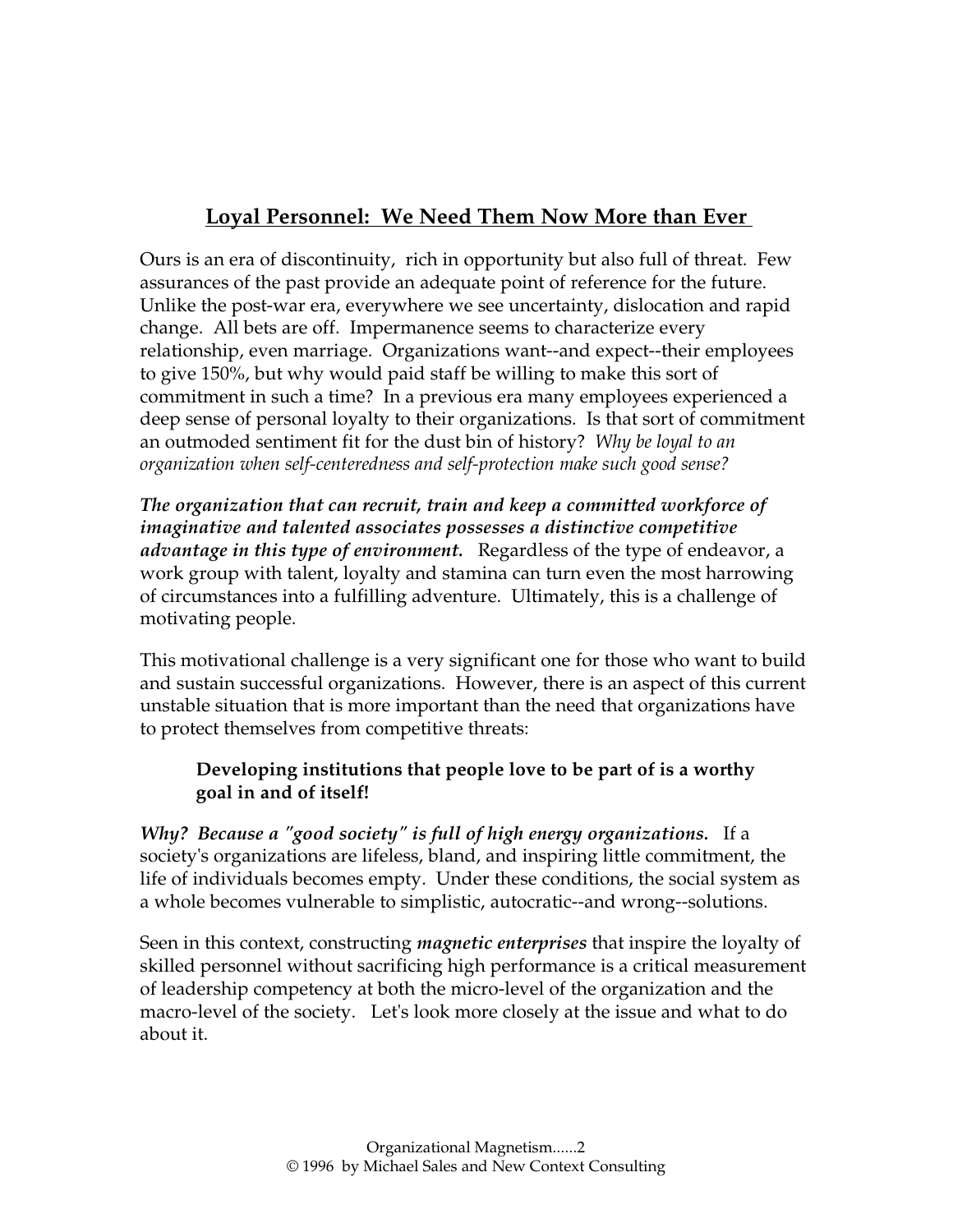## Loyal Personnel: We Need Them Now More than Ever

Ours is an era of discontinuity, rich in opportunity but also full of threat. Few assurances of the past provide an adequate point of reference for the future. Unlike the post-war era, everywhere we see uncertainty, dislocation and rapid change. All bets are off. Impermanence seems to characterize every relationship, even marriage. Organizations want--and expect--their employees to give 150%, but why would paid staff be willing to make this sort of commitment in such a time? In a previous era many employees experienced a deep sense of personal loyalty to their organizations. Is that sort of commitment an outmoded sentiment fit for the dust bin of history? *Why be loyal to an organization when self-centeredness and self-protection make such good sense?*

***The organization that can recruit, train and keep a committed workforce of imaginative and talented associates possesses a distinctive competitive advantage in this type of environment.*** Regardless of the type of endeavor, a work group with talent, loyalty and stamina can turn even the most harrowing of circumstances into a fulfilling adventure. Ultimately, this is a challenge of motivating people.

This motivational challenge is a very significant one for those who want to build and sustain successful organizations. However, there is an aspect of this current unstable situation that is more important than the need that organizations have to protect themselves from competitive threats:

> **Developing institutions that people love to be part of is a worthy goal in and of itself!**

***Why? Because a "good society" is full of high energy organizations.*** If a society's organizations are lifeless, bland, and inspiring little commitment, the life of individuals becomes empty. Under these conditions, the social system as a whole becomes vulnerable to simplistic, autocratic--and wrong--solutions.

Seen in this context, constructing ***magnetic enterprises*** that inspire the loyalty of skilled personnel without sacrificing high performance is a critical measurement of leadership competency at both the micro-level of the organization and the macro-level of the society. Let's look more closely at the issue and what to do about it.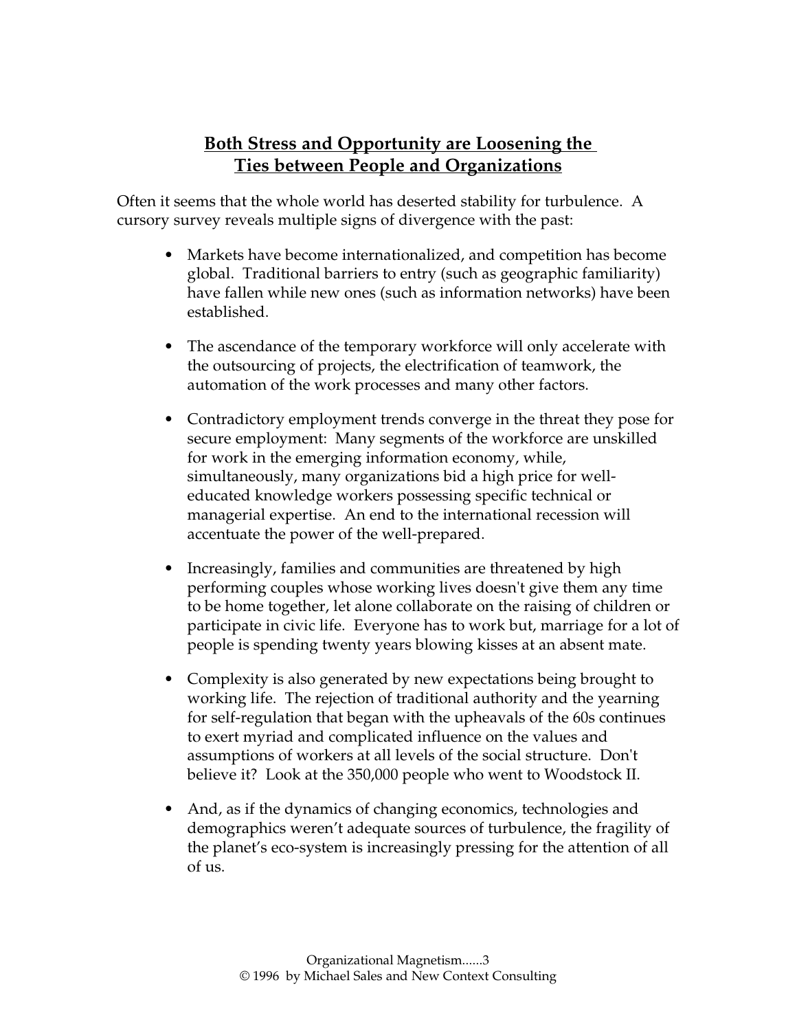## Both Stress and Opportunity are Loosening the Ties between People and Organizations

Often it seems that the whole world has deserted stability for turbulence. A cursory survey reveals multiple signs of divergence with the past:

- Markets have become internationalized, and competition has become global. Traditional barriers to entry (such as geographic familiarity) have fallen while new ones (such as information networks) have been established.

- The ascendance of the temporary workforce will only accelerate with the outsourcing of projects, the electrification of teamwork, the automation of the work processes and many other factors.

- Contradictory employment trends converge in the threat they pose for secure employment: Many segments of the workforce are unskilled for work in the emerging information economy, while, simultaneously, many organizations bid a high price for well-educated knowledge workers possessing specific technical or managerial expertise. An end to the international recession will accentuate the power of the well-prepared.

- Increasingly, families and communities are threatened by high performing couples whose working lives doesn't give them any time to be home together, let alone collaborate on the raising of children or participate in civic life. Everyone has to work but, marriage for a lot of people is spending twenty years blowing kisses at an absent mate.

- Complexity is also generated by new expectations being brought to working life. The rejection of traditional authority and the yearning for self-regulation that began with the upheavals of the 60s continues to exert myriad and complicated influence on the values and assumptions of workers at all levels of the social structure. Don't believe it? Look at the 350,000 people who went to Woodstock II.

- And, as if the dynamics of changing economics, technologies and demographics weren't adequate sources of turbulence, the fragility of the planet's eco-system is increasingly pressing for the attention of all of us.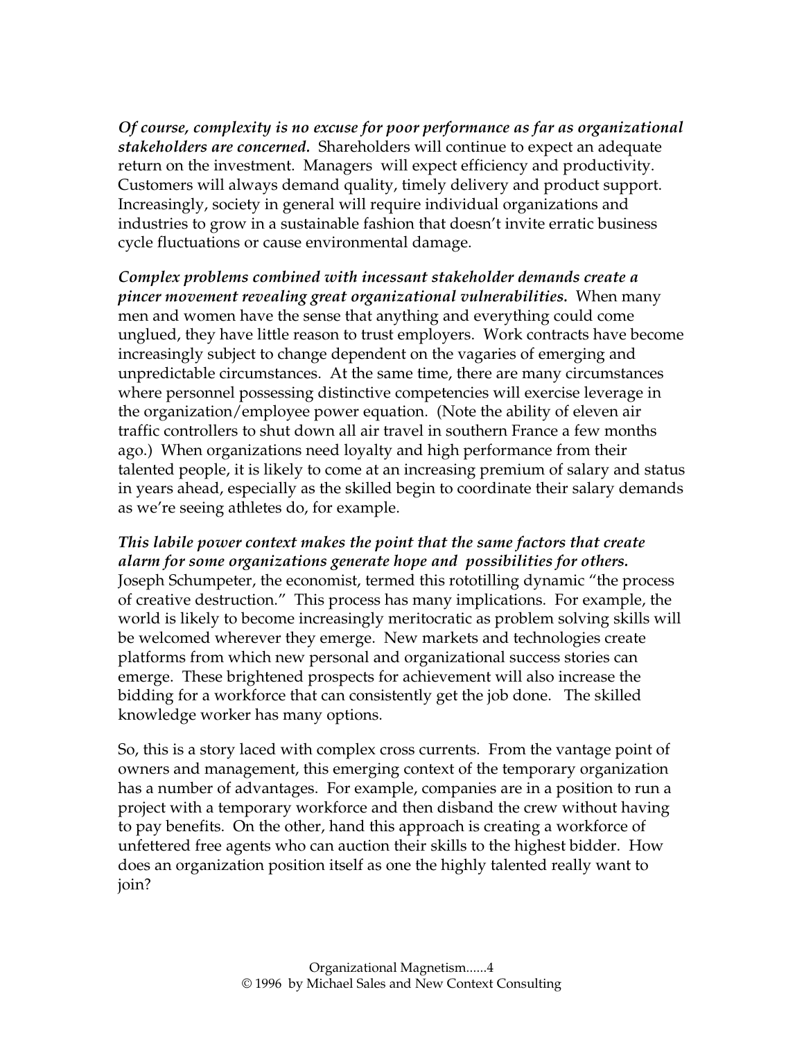***Of course, complexity is no excuse for poor performance as far as organizational stakeholders are concerned.*** Shareholders will continue to expect an adequate return on the investment. Managers will expect efficiency and productivity. Customers will always demand quality, timely delivery and product support. Increasingly, society in general will require individual organizations and industries to grow in a sustainable fashion that doesn't invite erratic business cycle fluctuations or cause environmental damage.

***Complex problems combined with incessant stakeholder demands create a pincer movement revealing great organizational vulnerabilities.*** When many men and women have the sense that anything and everything could come unglued, they have little reason to trust employers. Work contracts have become increasingly subject to change dependent on the vagaries of emerging and unpredictable circumstances. At the same time, there are many circumstances where personnel possessing distinctive competencies will exercise leverage in the organization/employee power equation. (Note the ability of eleven air traffic controllers to shut down all air travel in southern France a few months ago.) When organizations need loyalty and high performance from their talented people, it is likely to come at an increasing premium of salary and status in years ahead, especially as the skilled begin to coordinate their salary demands as we're seeing athletes do, for example.

***This labile power context makes the point that the same factors that create alarm for some organizations generate hope and possibilities for others.*** Joseph Schumpeter, the economist, termed this rototilling dynamic "the process of creative destruction." This process has many implications. For example, the world is likely to become increasingly meritocratic as problem solving skills will be welcomed wherever they emerge. New markets and technologies create platforms from which new personal and organizational success stories can emerge. These brightened prospects for achievement will also increase the bidding for a workforce that can consistently get the job done. The skilled knowledge worker has many options.

So, this is a story laced with complex cross currents. From the vantage point of owners and management, this emerging context of the temporary organization has a number of advantages. For example, companies are in a position to run a project with a temporary workforce and then disband the crew without having to pay benefits. On the other, hand this approach is creating a workforce of unfettered free agents who can auction their skills to the highest bidder. How does an organization position itself as one the highly talented really want to join?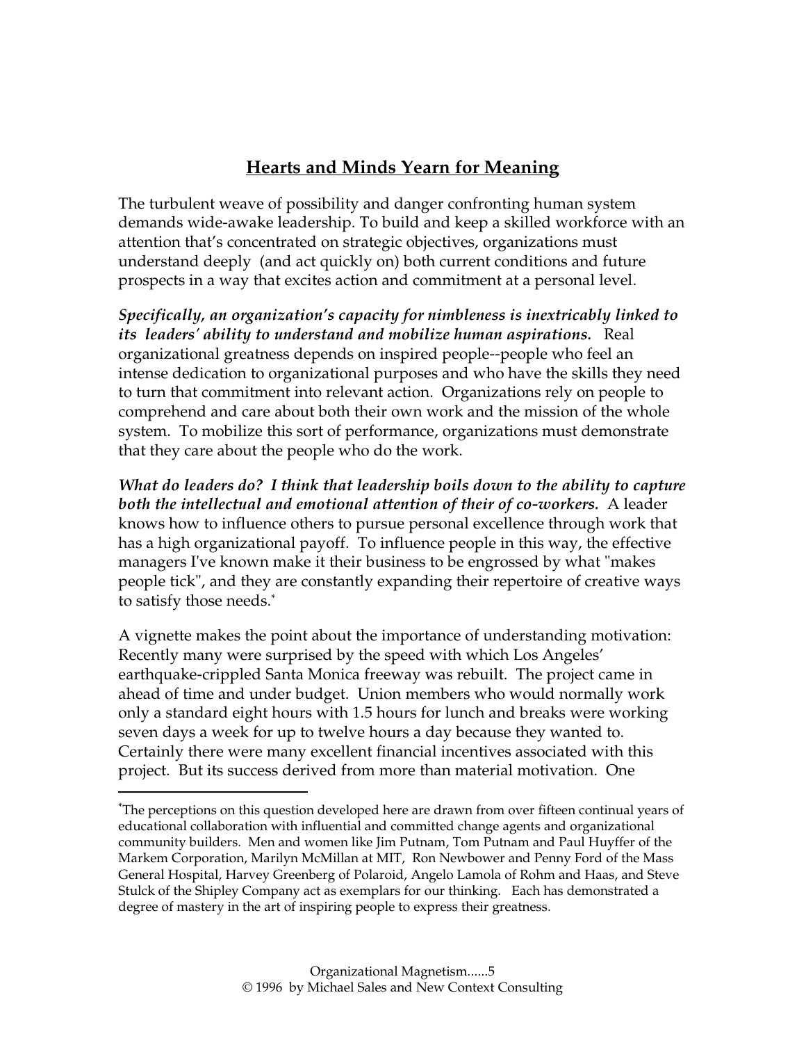## Hearts and Minds Yearn for Meaning

The turbulent weave of possibility and danger confronting human system demands wide-awake leadership. To build and keep a skilled workforce with an attention that's concentrated on strategic objectives, organizations must understand deeply (and act quickly on) both current conditions and future prospects in a way that excites action and commitment at a personal level.

***Specifically, an organization's capacity for nimbleness is inextricably linked to its leaders' ability to understand and mobilize human aspirations.*** Real organizational greatness depends on inspired people--people who feel an intense dedication to organizational purposes and who have the skills they need to turn that commitment into relevant action. Organizations rely on people to comprehend and care about both their own work and the mission of the whole system. To mobilize this sort of performance, organizations must demonstrate that they care about the people who do the work.

***What do leaders do? I think that leadership boils down to the ability to capture both the intellectual and emotional attention of their of co-workers.*** A leader knows how to influence others to pursue personal excellence through work that has a high organizational payoff. To influence people in this way, the effective managers I've known make it their business to be engrossed by what "makes people tick", and they are constantly expanding their repertoire of creative ways to satisfy those needs.[*]

A vignette makes the point about the importance of understanding motivation: Recently many were surprised by the speed with which Los Angeles' earthquake-crippled Santa Monica freeway was rebuilt. The project came in ahead of time and under budget. Union members who would normally work only a standard eight hours with 1.5 hours for lunch and breaks were working seven days a week for up to twelve hours a day because they wanted to. Certainly there were many excellent financial incentives associated with this project. But its success derived from more than material motivation. One

---

[*] The perceptions on this question developed here are drawn from over fifteen continual years of educational collaboration with influential and committed change agents and organizational community builders. Men and women like Jim Putnam, Tom Putnam and Paul Huyffer of the Markem Corporation, Marilyn McMillan at MIT, Ron Newbower and Penny Ford of the Mass General Hospital, Harvey Greenberg of Polaroid, Angelo Lamola of Rohm and Haas, and Steve Stulck of the Shipley Company act as exemplars for our thinking. Each has demonstrated a degree of mastery in the art of inspiring people to express their greatness.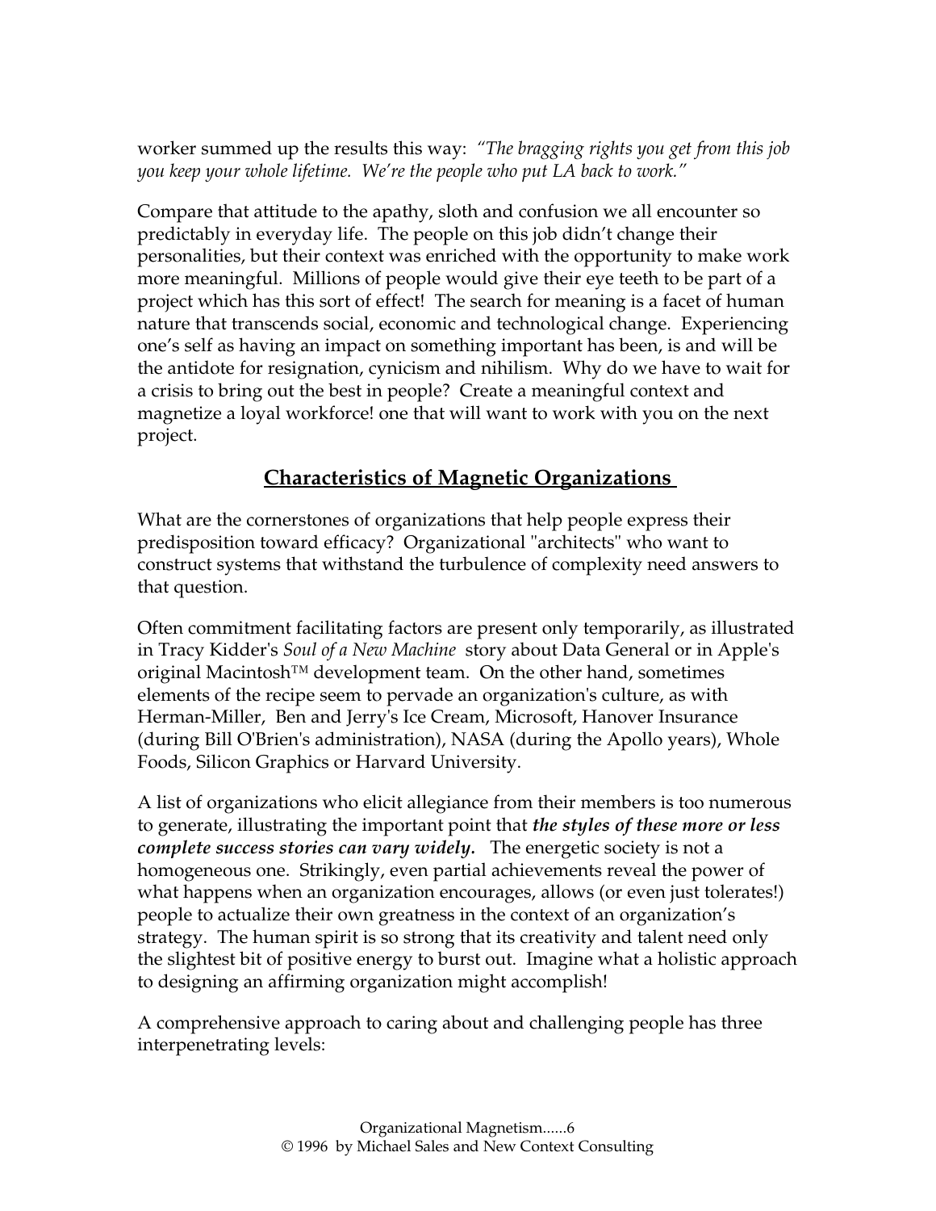worker summed up the results this way: *"The bragging rights you get from this job you keep your whole lifetime. We're the people who put LA back to work."*

Compare that attitude to the apathy, sloth and confusion we all encounter so predictably in everyday life. The people on this job didn't change their personalities, but their context was enriched with the opportunity to make work more meaningful. Millions of people would give their eye teeth to be part of a project which has this sort of effect! The search for meaning is a facet of human nature that transcends social, economic and technological change. Experiencing one's self as having an impact on something important has been, is and will be the antidote for resignation, cynicism and nihilism. Why do we have to wait for a crisis to bring out the best in people? Create a meaningful context and magnetize a loyal workforce! one that will want to work with you on the next project.

## Characteristics of Magnetic Organizations

What are the cornerstones of organizations that help people express their predisposition toward efficacy? Organizational "architects" who want to construct systems that withstand the turbulence of complexity need answers to that question.

Often commitment facilitating factors are present only temporarily, as illustrated in Tracy Kidder's *Soul of a New Machine* story about Data General or in Apple's original Macintosh™ development team. On the other hand, sometimes elements of the recipe seem to pervade an organization's culture, as with Herman-Miller, Ben and Jerry's Ice Cream, Microsoft, Hanover Insurance (during Bill O'Brien's administration), NASA (during the Apollo years), Whole Foods, Silicon Graphics or Harvard University.

A list of organizations who elicit allegiance from their members is too numerous to generate, illustrating the important point that ***the styles of these more or less complete success stories can vary widely.*** The energetic society is not a homogeneous one. Strikingly, even partial achievements reveal the power of what happens when an organization encourages, allows (or even just tolerates!) people to actualize their own greatness in the context of an organization's strategy. The human spirit is so strong that its creativity and talent need only the slightest bit of positive energy to burst out. Imagine what a holistic approach to designing an affirming organization might accomplish!

A comprehensive approach to caring about and challenging people has three interpenetrating levels: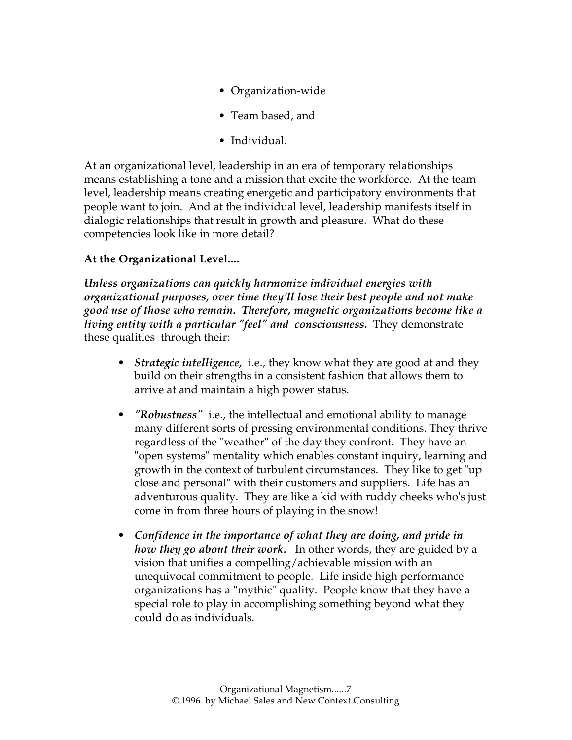- Organization-wide
- Team based, and
- Individual.

At an organizational level, leadership in an era of temporary relationships means establishing a tone and a mission that excite the workforce. At the team level, leadership means creating energetic and participatory environments that people want to join. And at the individual level, leadership manifests itself in dialogic relationships that result in growth and pleasure. What do these competencies look like in more detail?

**At the Organizational Level....**

***Unless organizations can quickly harmonize individual energies with organizational purposes, over time they'll lose their best people and not make good use of those who remain. Therefore, magnetic organizations become like a living entity with a particular "feel" and consciousness.*** They demonstrate these qualities through their:

- ***Strategic intelligence,*** i.e., they know what they are good at and they build on their strengths in a consistent fashion that allows them to arrive at and maintain a high power status.
- ***"Robustness"*** i.e., the intellectual and emotional ability to manage many different sorts of pressing environmental conditions. They thrive regardless of the "weather" of the day they confront. They have an "open systems" mentality which enables constant inquiry, learning and growth in the context of turbulent circumstances. They like to get "up close and personal" with their customers and suppliers. Life has an adventurous quality. They are like a kid with ruddy cheeks who's just come in from three hours of playing in the snow!
- ***Confidence in the importance of what they are doing, and pride in how they go about their work.*** In other words, they are guided by a vision that unifies a compelling/achievable mission with an unequivocal commitment to people. Life inside high performance organizations has a "mythic" quality. People know that they have a special role to play in accomplishing something beyond what they could do as individuals.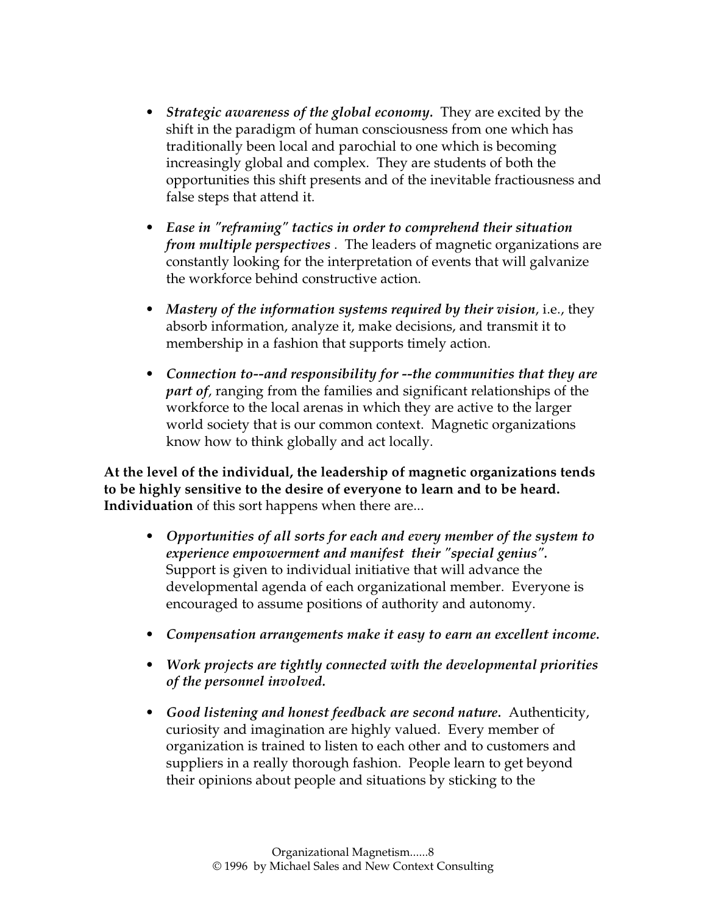- ***Strategic awareness of the global economy.*** They are excited by the shift in the paradigm of human consciousness from one which has traditionally been local and parochial to one which is becoming increasingly global and complex. They are students of both the opportunities this shift presents and of the inevitable fractiousness and false steps that attend it.

- ***Ease in "reframing" tactics in order to comprehend their situation from multiple perspectives*** . The leaders of magnetic organizations are constantly looking for the interpretation of events that will galvanize the workforce behind constructive action.

- ***Mastery of the information systems required by their vision***, i.e., they absorb information, analyze it, make decisions, and transmit it to membership in a fashion that supports timely action.

- ***Connection to--and responsibility for --the communities that they are part of***, ranging from the families and significant relationships of the workforce to the local arenas in which they are active to the larger world society that is our common context. Magnetic organizations know how to think globally and act locally.

**At the level of the individual, the leadership of magnetic organizations tends to be highly sensitive to the desire of everyone to learn and to be heard. Individuation** of this sort happens when there are...

- ***Opportunities of all sorts for each and every member of the system to experience empowerment and manifest their "special genius".*** Support is given to individual initiative that will advance the developmental agenda of each organizational member. Everyone is encouraged to assume positions of authority and autonomy.

- ***Compensation arrangements make it easy to earn an excellent income.***

- ***Work projects are tightly connected with the developmental priorities of the personnel involved.***

- ***Good listening and honest feedback are second nature.*** Authenticity, curiosity and imagination are highly valued. Every member of organization is trained to listen to each other and to customers and suppliers in a really thorough fashion. People learn to get beyond their opinions about people and situations by sticking to the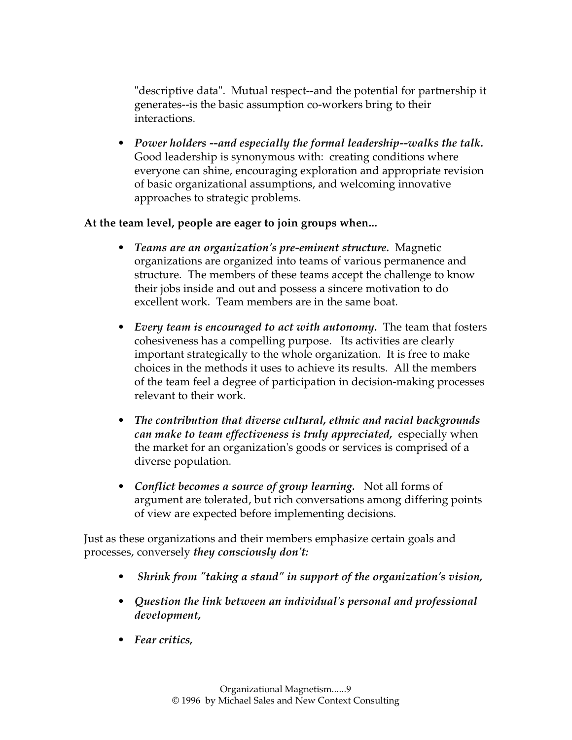"descriptive data". Mutual respect--and the potential for partnership it generates--is the basic assumption co-workers bring to their interactions.

- ***Power holders --and especially the formal leadership--walks the talk.*** Good leadership is synonymous with: creating conditions where everyone can shine, encouraging exploration and appropriate revision of basic organizational assumptions, and welcoming innovative approaches to strategic problems.

**At the team level, people are eager to join groups when...**

- ***Teams are an organization's pre-eminent structure.*** Magnetic organizations are organized into teams of various permanence and structure. The members of these teams accept the challenge to know their jobs inside and out and possess a sincere motivation to do excellent work. Team members are in the same boat.

- ***Every team is encouraged to act with autonomy.*** The team that fosters cohesiveness has a compelling purpose. Its activities are clearly important strategically to the whole organization. It is free to make choices in the methods it uses to achieve its results. All the members of the team feel a degree of participation in decision-making processes relevant to their work.

- ***The contribution that diverse cultural, ethnic and racial backgrounds can make to team effectiveness is truly appreciated,*** especially when the market for an organization's goods or services is comprised of a diverse population.

- ***Conflict becomes a source of group learning.*** Not all forms of argument are tolerated, but rich conversations among differing points of view are expected before implementing decisions.

Just as these organizations and their members emphasize certain goals and processes, conversely ***they consciously don't:***

- ***Shrink from "taking a stand" in support of the organization's vision,***

- ***Question the link between an individual's personal and professional development,***

- ***Fear critics,***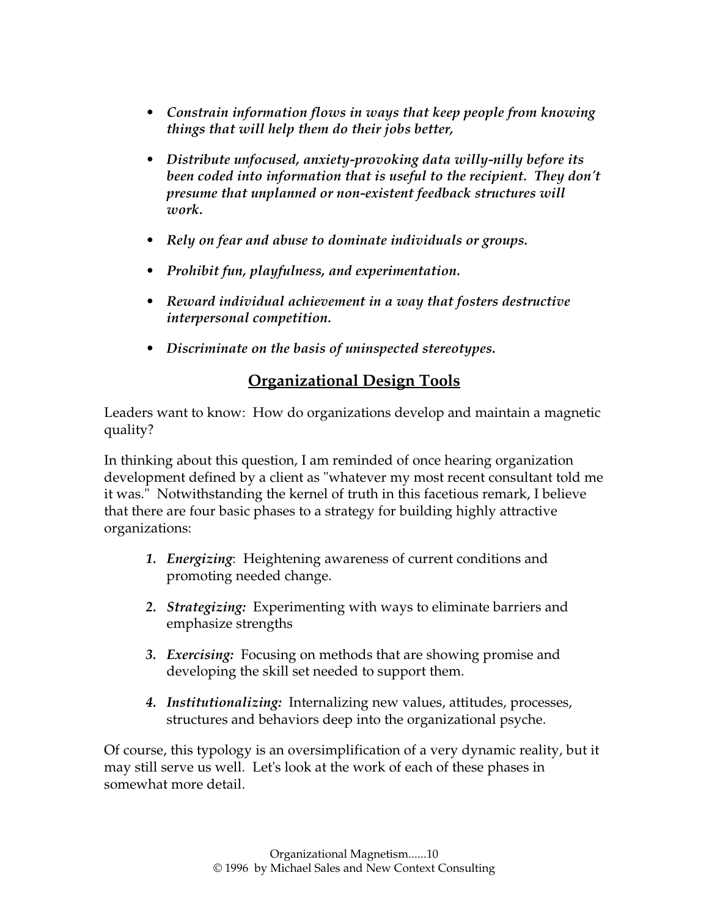- ***Constrain information flows in ways that keep people from knowing things that will help them do their jobs better,***

- ***Distribute unfocused, anxiety-provoking data willy-nilly before its been coded into information that is useful to the recipient. They don't presume that unplanned or non-existent feedback structures will work.***

- ***Rely on fear and abuse to dominate individuals or groups.***

- ***Prohibit fun, playfulness, and experimentation.***

- ***Reward individual achievement in a way that fosters destructive interpersonal competition.***

- ***Discriminate on the basis of uninspected stereotypes.***

## Organizational Design Tools

Leaders want to know: How do organizations develop and maintain a magnetic quality?

In thinking about this question, I am reminded of once hearing organization development defined by a client as "whatever my most recent consultant told me it was." Notwithstanding the kernel of truth in this facetious remark, I believe that there are four basic phases to a strategy for building highly attractive organizations:

1. ***Energizing***: Heightening awareness of current conditions and promoting needed change.

2. ***Strategizing:*** Experimenting with ways to eliminate barriers and emphasize strengths

3. ***Exercising:*** Focusing on methods that are showing promise and developing the skill set needed to support them.

4. ***Institutionalizing:*** Internalizing new values, attitudes, processes, structures and behaviors deep into the organizational psyche.

Of course, this typology is an oversimplification of a very dynamic reality, but it may still serve us well. Let's look at the work of each of these phases in somewhat more detail.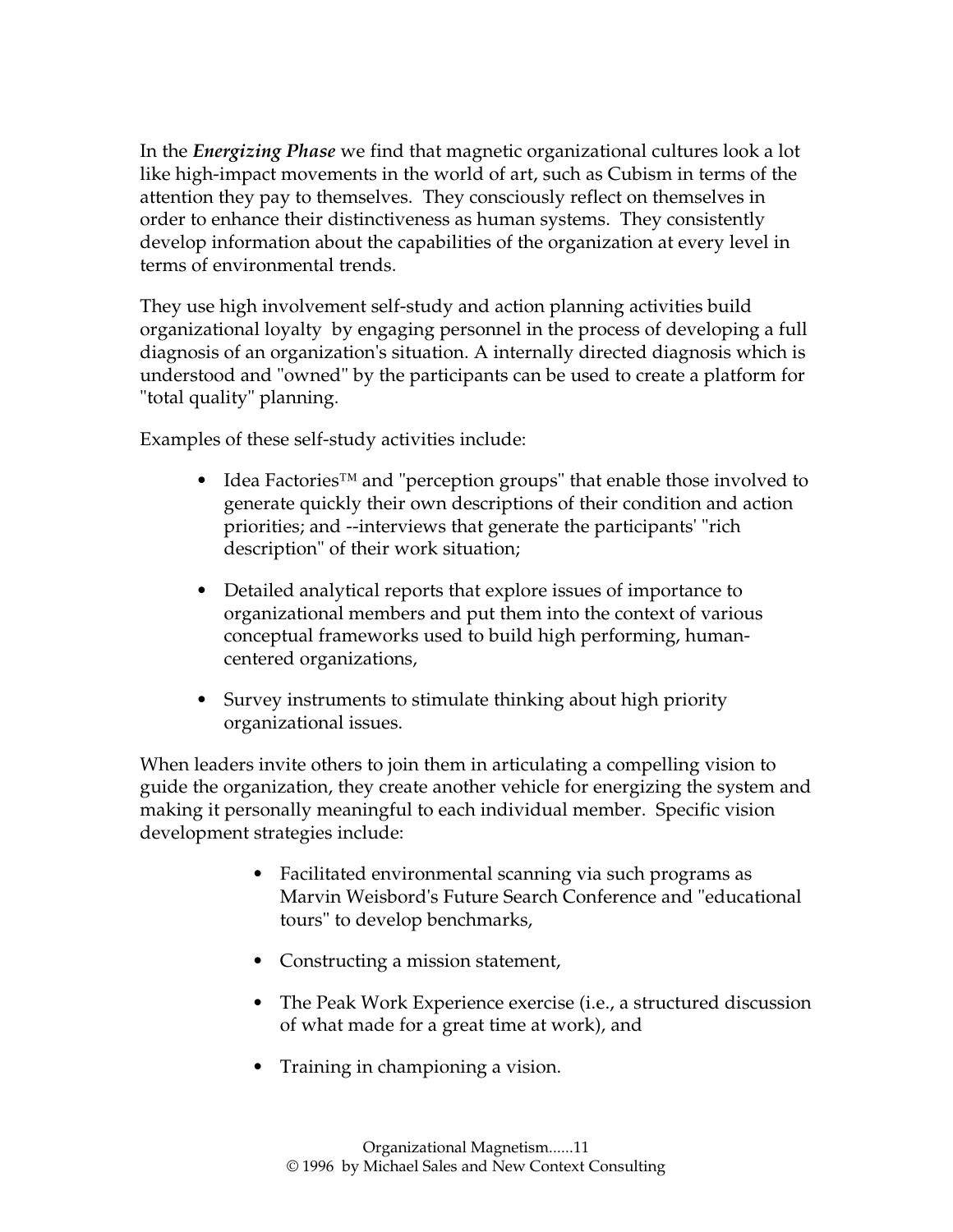In the ***Energizing Phase*** we find that magnetic organizational cultures look a lot like high-impact movements in the world of art, such as Cubism in terms of the attention they pay to themselves. They consciously reflect on themselves in order to enhance their distinctiveness as human systems. They consistently develop information about the capabilities of the organization at every level in terms of environmental trends.

They use high involvement self-study and action planning activities build organizational loyalty by engaging personnel in the process of developing a full diagnosis of an organization's situation. A internally directed diagnosis which is understood and "owned" by the participants can be used to create a platform for "total quality" planning.

Examples of these self-study activities include:

- Idea Factories™ and "perception groups" that enable those involved to generate quickly their own descriptions of their condition and action priorities; and --interviews that generate the participants' "rich description" of their work situation;
- Detailed analytical reports that explore issues of importance to organizational members and put them into the context of various conceptual frameworks used to build high performing, human-centered organizations,
- Survey instruments to stimulate thinking about high priority organizational issues.

When leaders invite others to join them in articulating a compelling vision to guide the organization, they create another vehicle for energizing the system and making it personally meaningful to each individual member. Specific vision development strategies include:

- Facilitated environmental scanning via such programs as Marvin Weisbord's Future Search Conference and "educational tours" to develop benchmarks,
- Constructing a mission statement,
- The Peak Work Experience exercise (i.e., a structured discussion of what made for a great time at work), and
- Training in championing a vision.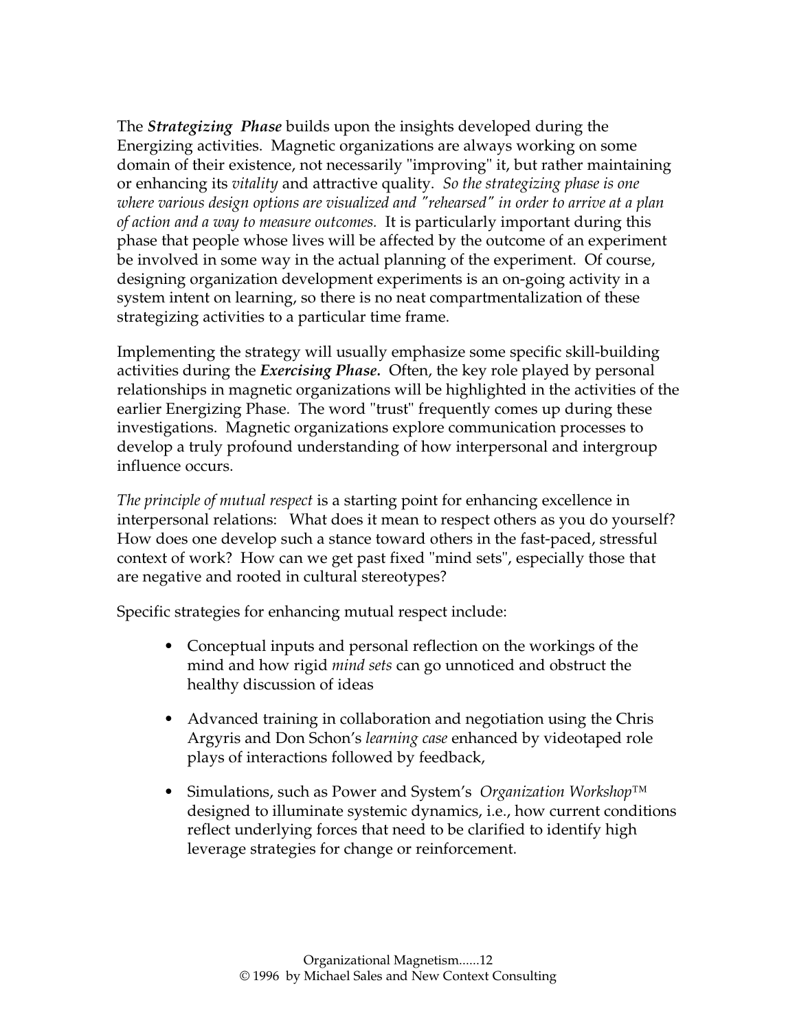The ***Strategizing Phase*** builds upon the insights developed during the Energizing activities. Magnetic organizations are always working on some domain of their existence, not necessarily "improving" it, but rather maintaining or enhancing its *vitality* and attractive quality. *So the strategizing phase is one where various design options are visualized and "rehearsed" in order to arrive at a plan of action and a way to measure outcomes.* It is particularly important during this phase that people whose lives will be affected by the outcome of an experiment be involved in some way in the actual planning of the experiment. Of course, designing organization development experiments is an on-going activity in a system intent on learning, so there is no neat compartmentalization of these strategizing activities to a particular time frame.

Implementing the strategy will usually emphasize some specific skill-building activities during the ***Exercising Phase.*** Often, the key role played by personal relationships in magnetic organizations will be highlighted in the activities of the earlier Energizing Phase. The word "trust" frequently comes up during these investigations. Magnetic organizations explore communication processes to develop a truly profound understanding of how interpersonal and intergroup influence occurs.

*The principle of mutual respect* is a starting point for enhancing excellence in interpersonal relations: What does it mean to respect others as you do yourself? How does one develop such a stance toward others in the fast-paced, stressful context of work? How can we get past fixed "mind sets", especially those that are negative and rooted in cultural stereotypes?

Specific strategies for enhancing mutual respect include:

- Conceptual inputs and personal reflection on the workings of the mind and how rigid *mind sets* can go unnoticed and obstruct the healthy discussion of ideas
- Advanced training in collaboration and negotiation using the Chris Argyris and Don Schon's *learning case* enhanced by videotaped role plays of interactions followed by feedback,
- Simulations, such as Power and System's *Organization Workshop™* designed to illuminate systemic dynamics, i.e., how current conditions reflect underlying forces that need to be clarified to identify high leverage strategies for change or reinforcement.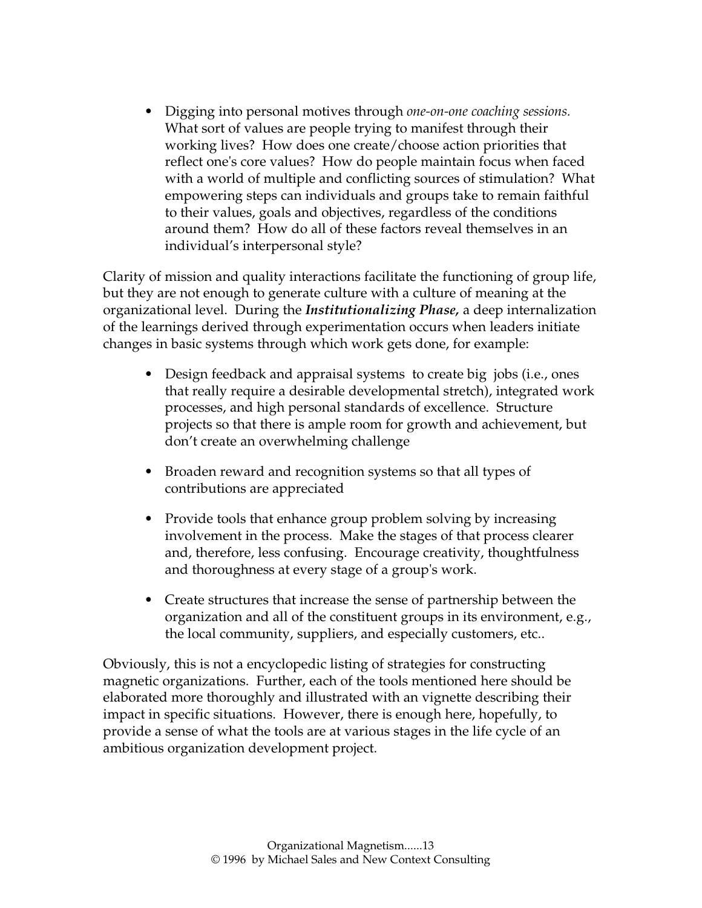- Digging into personal motives through *one-on-one coaching sessions.* What sort of values are people trying to manifest through their working lives? How does one create/choose action priorities that reflect one's core values? How do people maintain focus when faced with a world of multiple and conflicting sources of stimulation? What empowering steps can individuals and groups take to remain faithful to their values, goals and objectives, regardless of the conditions around them? How do all of these factors reveal themselves in an individual's interpersonal style?

Clarity of mission and quality interactions facilitate the functioning of group life, but they are not enough to generate culture with a culture of meaning at the organizational level. During the ***Institutionalizing Phase,*** a deep internalization of the learnings derived through experimentation occurs when leaders initiate changes in basic systems through which work gets done, for example:

- Design feedback and appraisal systems to create big jobs (i.e., ones that really require a desirable developmental stretch), integrated work processes, and high personal standards of excellence. Structure projects so that there is ample room for growth and achievement, but don't create an overwhelming challenge

- Broaden reward and recognition systems so that all types of contributions are appreciated

- Provide tools that enhance group problem solving by increasing involvement in the process. Make the stages of that process clearer and, therefore, less confusing. Encourage creativity, thoughtfulness and thoroughness at every stage of a group's work.

- Create structures that increase the sense of partnership between the organization and all of the constituent groups in its environment, e.g., the local community, suppliers, and especially customers, etc..

Obviously, this is not a encyclopedic listing of strategies for constructing magnetic organizations. Further, each of the tools mentioned here should be elaborated more thoroughly and illustrated with an vignette describing their impact in specific situations. However, there is enough here, hopefully, to provide a sense of what the tools are at various stages in the life cycle of an ambitious organization development project.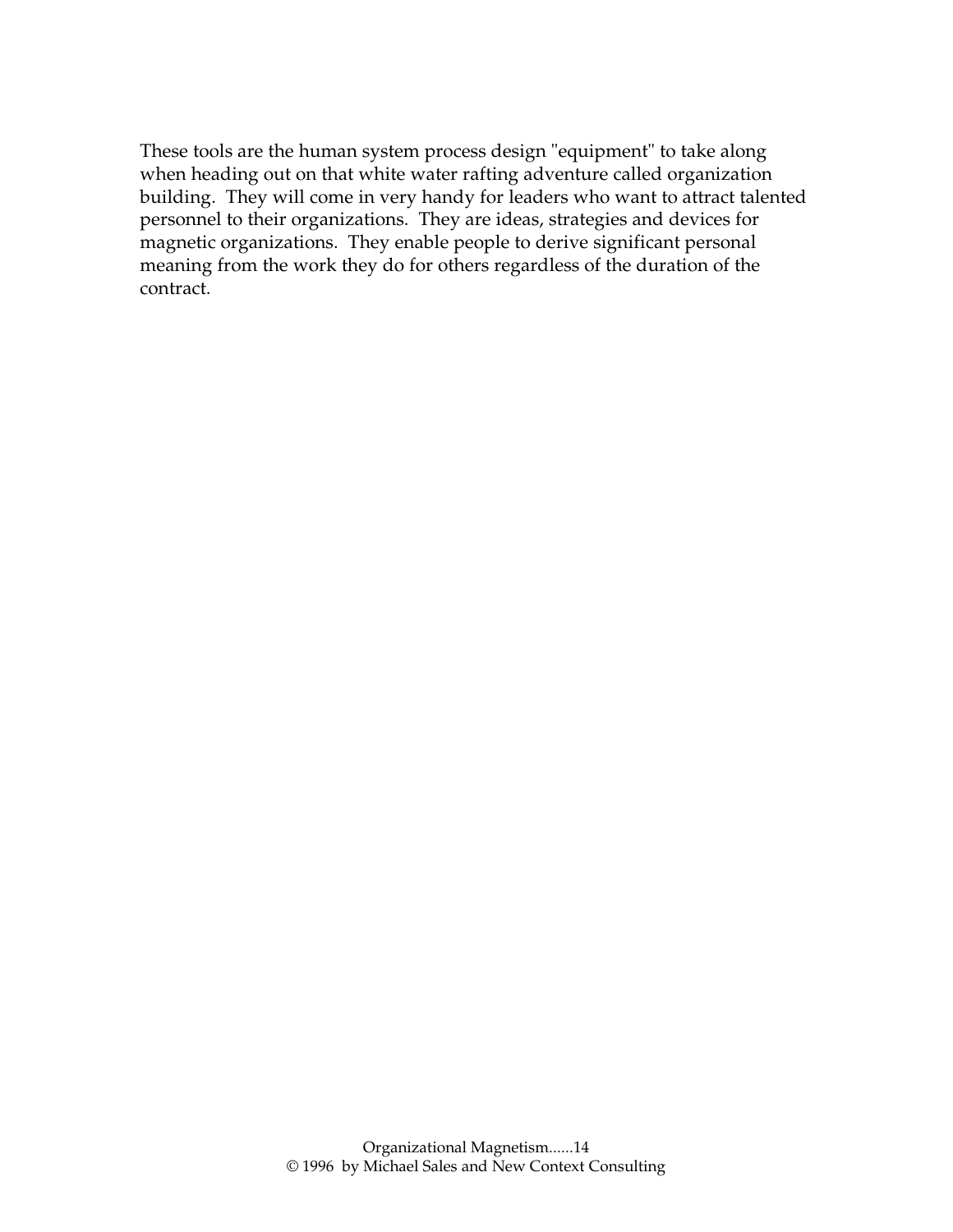These tools are the human system process design "equipment" to take along when heading out on that white water rafting adventure called organization building. They will come in very handy for leaders who want to attract talented personnel to their organizations. They are ideas, strategies and devices for magnetic organizations. They enable people to derive significant personal meaning from the work they do for others regardless of the duration of the contract.